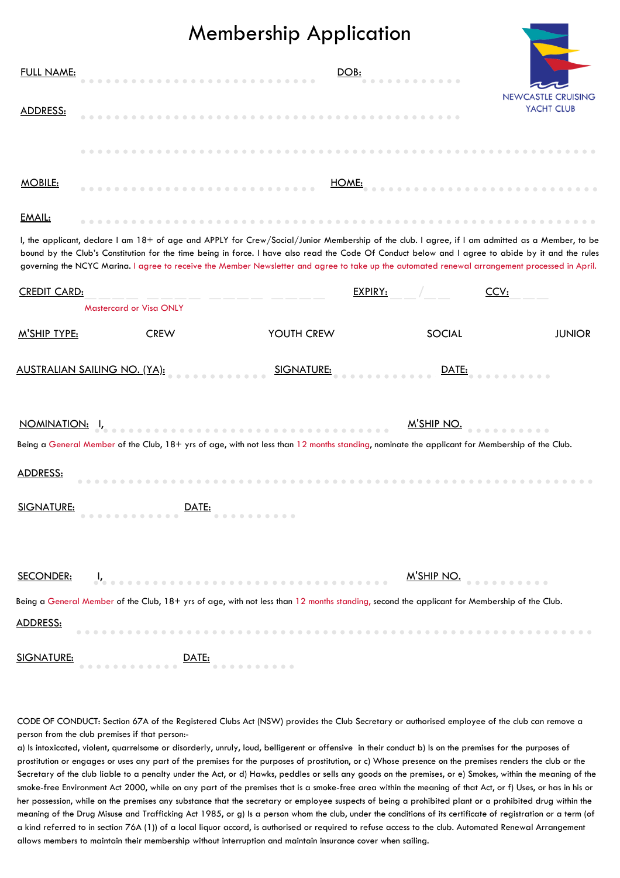# Membership Application

NEWCASTLE CRUISING YACHT CLUB

FULL NAME: ........................................ DOB: ............

ADDRESS: ..........................................................

..........................................................................

MOBILE: ........................................ HOME: ........................................

EMAIL: ..........................................................................

I, the applicant, declare I am 18+ of age and APPLY for Crew/Social/Junior Membership of the club. I agree, if I am admitted as a Member, to be bound by the Club's Constitution for the time being in force. I have also read the Code Of Conduct below and I agree to abide by it and the rules governing the NCYC Marina. I agree to receive the Member Newsletter and agree to take up the automated renewal arrangement processed in April.

CREDIT CARD: _ _ _ _ _ _ _ _ _ _ _ _ _ _ _ _ EXPIRY: _ _ / _ _ CCV: _ _ _

Mastercard or Visa ONLY

M'SHIP TYPE: CREW YOUTH CREW SOCIAL JUNIOR

AUSTRALIAN SAILING NO. (YA): .......... SIGNATURE: .......... DATE: ..........

NOMINATION: I, ........................................ M'SHIP NO. ..........

Being a General Member of the Club, 18+ yrs of age, with not less than 12 months standing, nominate the applicant for Membership of the Club.

ADDRESS: ..........................................................................

SIGNATURE: .......... DATE: ..........

SECONDER: I, ........................................ M'SHIP NO. ..........

Being a General Member of the Club, 18+ yrs of age, with not less than 12 months standing, second the applicant for Membership of the Club.

ADDRESS: ..........................................................................

SIGNATURE: .......... DATE: ..........

CODE OF CONDUCT: Section 67A of the Registered Clubs Act (NSW) provides the Club Secretary or authorised employee of the club can remove a person from the club premises if that person:-
a) Is intoxicated, violent, quarrelsome or disorderly, unruly, loud, belligerent or offensive in their conduct b) Is on the premises for the purposes of prostitution or engages or uses any part of the premises for the purposes of prostitution, or c) Whose presence on the premises renders the club or the Secretary of the club liable to a penalty under the Act, or d) Hawks, peddles or sells any goods on the premises, or e) Smokes, within the meaning of the smoke-free Environment Act 2000, while on any part of the premises that is a smoke-free area within the meaning of that Act, or f) Uses, or has in his or her possession, while on the premises any substance that the secretary or employee suspects of being a prohibited plant or a prohibited drug within the meaning of the Drug Misuse and Trafficking Act 1985, or g) Is a person whom the club, under the conditions of its certificate of registration or a term (of a kind referred to in section 76A (1)) of a local liquor accord, is authorised or required to refuse access to the club. Automated Renewal Arrangement allows members to maintain their membership without interruption and maintain insurance cover when sailing.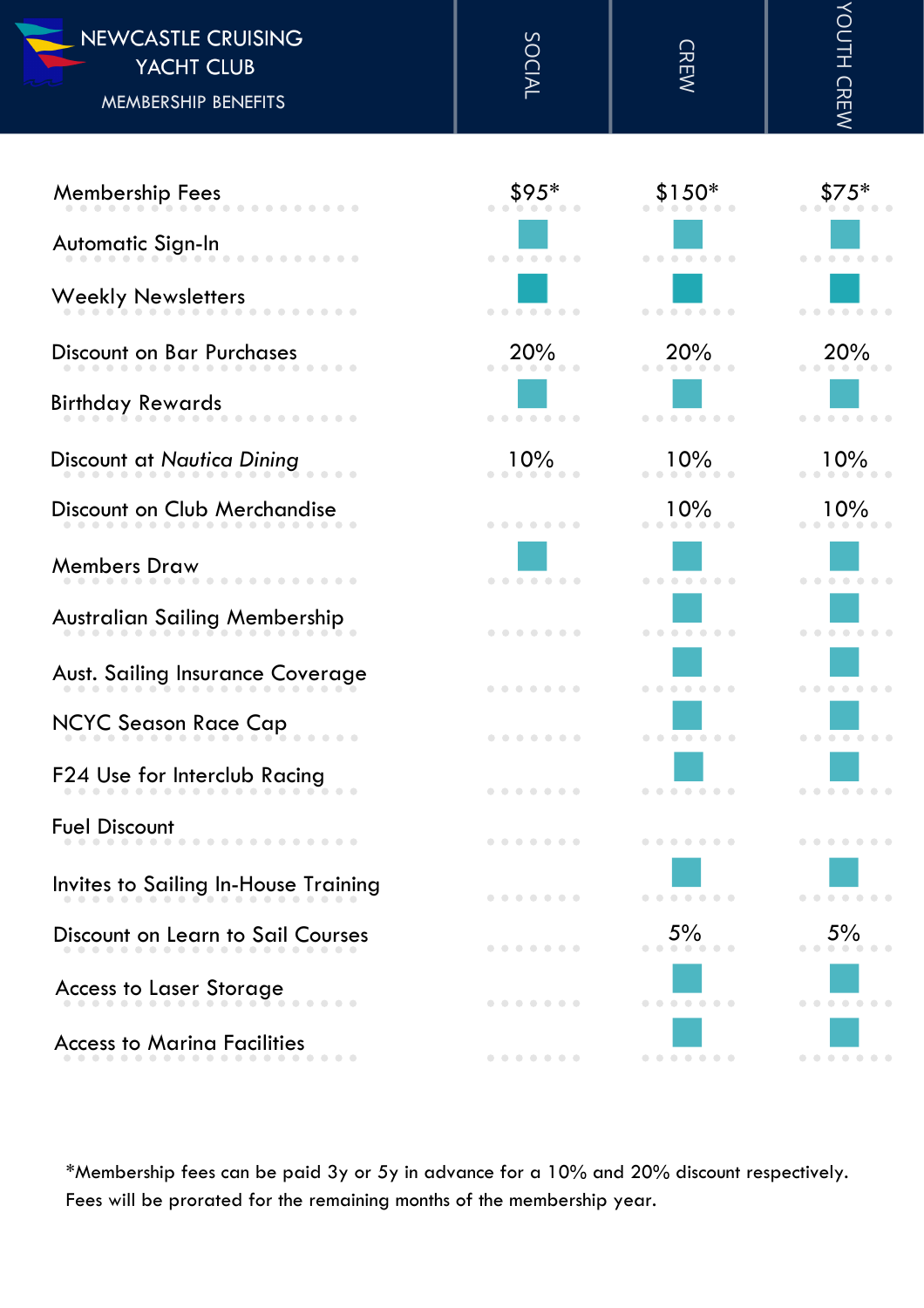# NEWCASTLE CRUISING YACHT CLUB

## MEMBERSHIP BENEFITS

| | SOCIAL | CREW | YOUTH CREW |
|---|---|---|---|
| Membership Fees | $95* | $150* | $75* |
| Automatic Sign-In | ■ | ■ | ■ |
| Weekly Newsletters | ■ | ■ | ■ |
| Discount on Bar Purchases | 20% | 20% | 20% |
| Birthday Rewards | ■ | ■ | ■ |
| Discount at *Nautica Dining* | 10% | 10% | 10% |
| Discount on Club Merchandise | | 10% | 10% |
| Members Draw | ■ | ■ | ■ |
| Australian Sailing Membership | | ■ | ■ |
| Aust. Sailing Insurance Coverage | | ■ | ■ |
| NCYC Season Race Cap | | ■ | ■ |
| F24 Use for Interclub Racing | | ■ | ■ |
| Fuel Discount | | | |
| Invites to Sailing In-House Training | | ■ | ■ |
| Discount on Learn to Sail Courses | | 5% | 5% |
| Access to Laser Storage | | ■ | ■ |
| Access to Marina Facilities | | ■ | ■ |

*Membership fees can be paid 3y or 5y in advance for a 10% and 20% discount respectively. Fees will be prorated for the remaining months of the membership year.